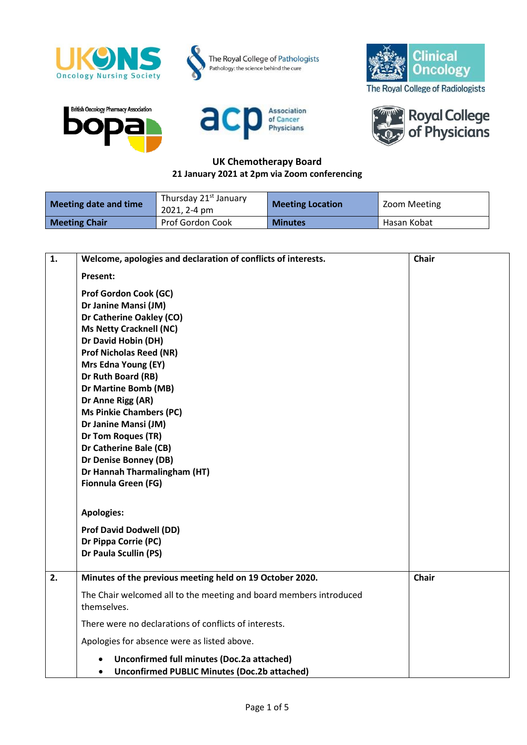**UK Chemotherapy Board**
**21 January 2021 at 2pm via Zoom conferencing**

| **Meeting date and time** | Thursday 21st January 2021, 2-4 pm | **Meeting Location** | Zoom Meeting |
|---|---|---|---|
| **Meeting Chair** | Prof Gordon Cook | **Minutes** | Hasan Kobat |

| | | |
|---|---|---|
| **1.** | **Welcome, apologies and declaration of conflicts of interests.**<br><br>**Present:**<br><br>**Prof Gordon Cook (GC)**<br>**Dr Janine Mansi (JM)**<br>**Dr Catherine Oakley (CO)**<br>**Ms Netty Cracknell (NC)**<br>**Dr David Hobin (DH)**<br>**Prof Nicholas Reed (NR)**<br>**Mrs Edna Young (EY)**<br>**Dr Ruth Board (RB)**<br>**Dr Martine Bomb (MB)**<br>**Dr Anne Rigg (AR)**<br>**Ms Pinkie Chambers (PC)**<br>**Dr Janine Mansi (JM)**<br>**Dr Tom Roques (TR)**<br>**Dr Catherine Bale (CB)**<br>**Dr Denise Bonney (DB)**<br>**Dr Hannah Tharmalingham (HT)**<br>**Fionnula Green (FG)**<br><br>**Apologies:**<br><br>**Prof David Dodwell (DD)**<br>**Dr Pippa Corrie (PC)**<br>**Dr Paula Scullin (PS)** | **Chair** |
| **2.** | **Minutes of the previous meeting held on 19 October 2020.**<br><br>The Chair welcomed all to the meeting and board members introduced themselves.<br><br>There were no declarations of conflicts of interests.<br><br>Apologies for absence were as listed above.<br><br>• **Unconfirmed full minutes (Doc.2a attached)**<br>• **Unconfirmed PUBLIC Minutes (Doc.2b attached)** | **Chair** |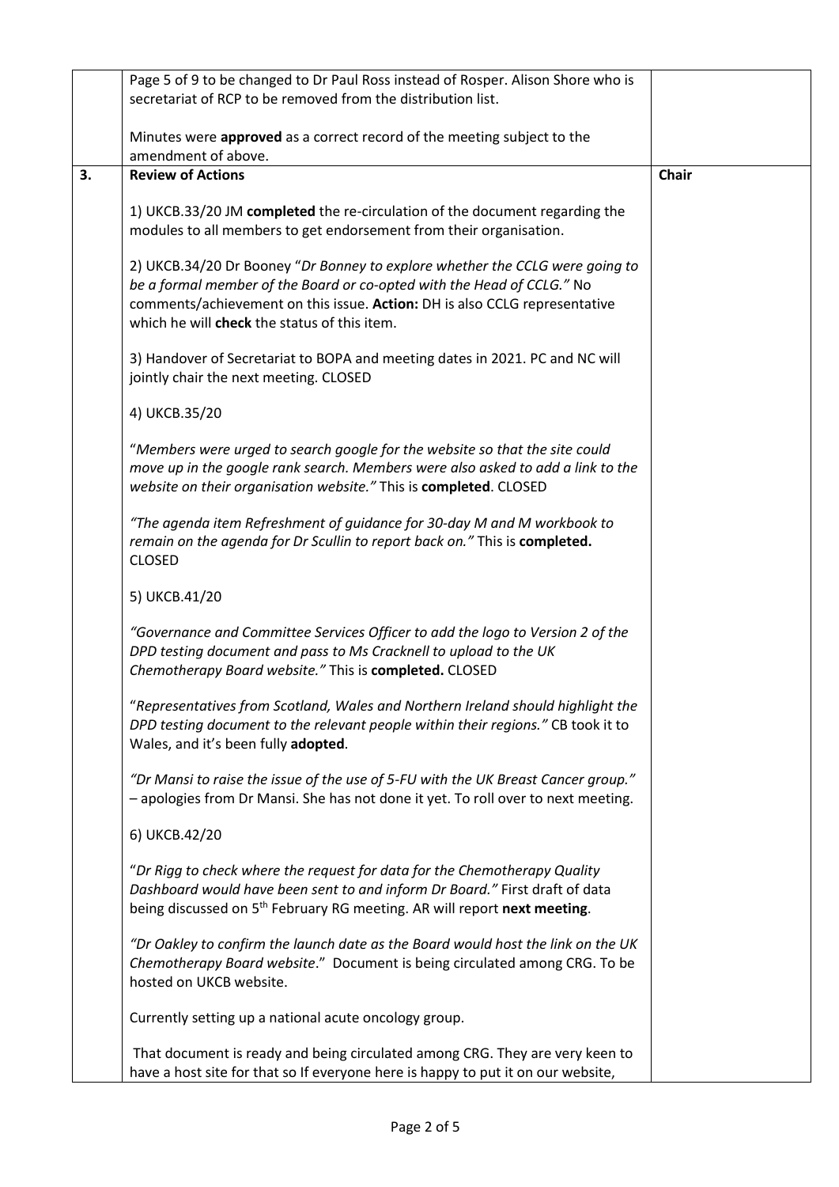| | | |
|---|---|---|
| | Page 5 of 9 to be changed to Dr Paul Ross instead of Rosper. Alison Shore who is secretariat of RCP to be removed from the distribution list.<br><br>Minutes were **approved** as a correct record of the meeting subject to the amendment of above. | |
| **3.** | **Review of Actions**<br><br>1) UKCB.33/20 JM **completed** the re-circulation of the document regarding the modules to all members to get endorsement from their organisation.<br><br>2) UKCB.34/20 Dr Booney "*Dr Bonney to explore whether the CCLG were going to be a formal member of the Board or co-opted with the Head of CCLG.*" No comments/achievement on this issue. **Action:** DH is also CCLG representative which he will **check** the status of this item.<br><br>3) Handover of Secretariat to BOPA and meeting dates in 2021. PC and NC will jointly chair the next meeting. CLOSED<br><br>4) UKCB.35/20<br><br>"*Members were urged to search google for the website so that the site could move up in the google rank search. Members were also asked to add a link to the website on their organisation website.*" This is **completed**. CLOSED<br><br>*"The agenda item Refreshment of guidance for 30-day M and M workbook to remain on the agenda for Dr Scullin to report back on."* This is **completed.** CLOSED<br><br>5) UKCB.41/20<br><br>*"Governance and Committee Services Officer to add the logo to Version 2 of the DPD testing document and pass to Ms Cracknell to upload to the UK Chemotherapy Board website."* This is **completed.** CLOSED<br><br>"*Representatives from Scotland, Wales and Northern Ireland should highlight the DPD testing document to the relevant people within their regions.*" CB took it to Wales, and it's been fully **adopted**.<br><br>*"Dr Mansi to raise the issue of the use of 5-FU with the UK Breast Cancer group."* – apologies from Dr Mansi. She has not done it yet. To roll over to next meeting.<br><br>6) UKCB.42/20<br><br>"*Dr Rigg to check where the request for data for the Chemotherapy Quality Dashboard would have been sent to and inform Dr Board.*" First draft of data being discussed on 5th February RG meeting. AR will report **next meeting**.<br><br>*"Dr Oakley to confirm the launch date as the Board would host the link on the UK Chemotherapy Board website*." Document is being circulated among CRG. To be hosted on UKCB website.<br><br>Currently setting up a national acute oncology group.<br><br>That document is ready and being circulated among CRG. They are very keen to have a host site for that so If everyone here is happy to put it on our website, | **Chair** |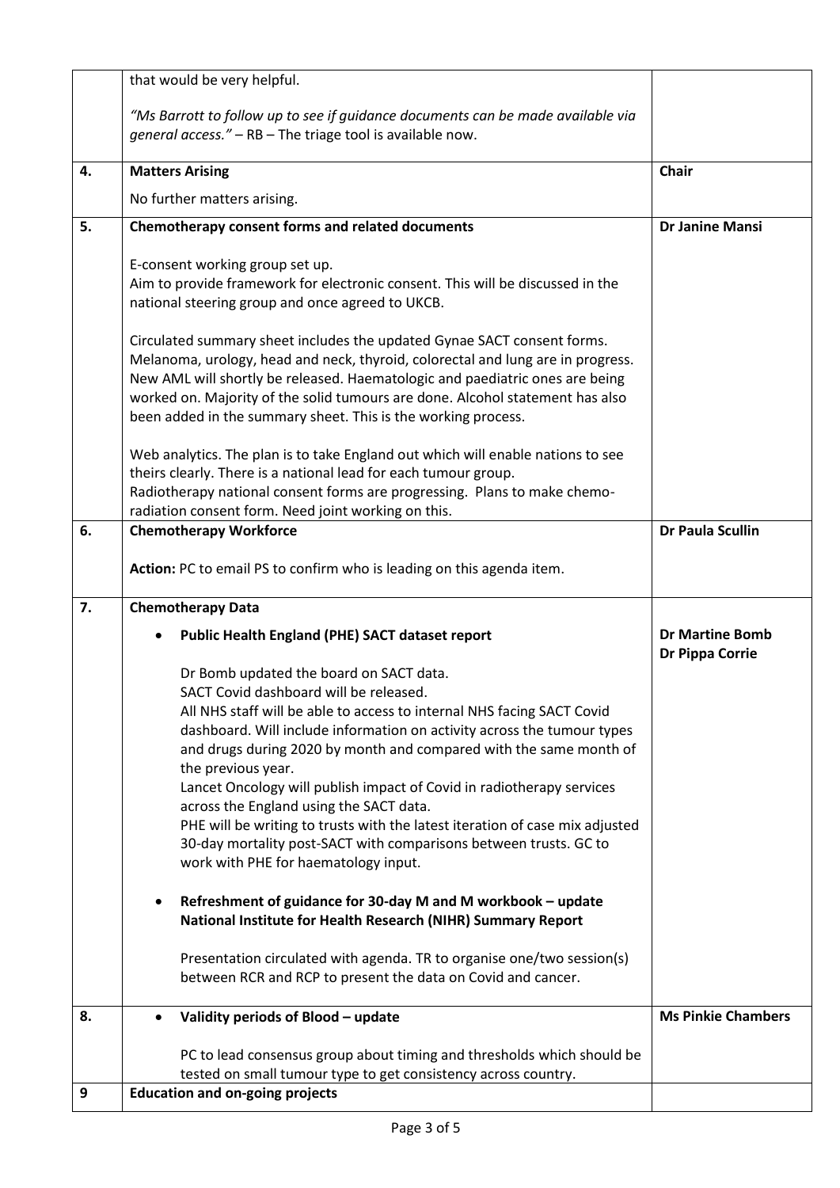| | | |
|---|---|---|
| | that would be very helpful.<br><br>*"Ms Barrott to follow up to see if guidance documents can be made available via general access."* – RB – The triage tool is available now. | |
| **4.** | **Matters Arising**<br><br>No further matters arising. | **Chair** |
| **5.** | **Chemotherapy consent forms and related documents**<br><br>E-consent working group set up.<br>Aim to provide framework for electronic consent. This will be discussed in the national steering group and once agreed to UKCB.<br><br>Circulated summary sheet includes the updated Gynae SACT consent forms. Melanoma, urology, head and neck, thyroid, colorectal and lung are in progress. New AML will shortly be released. Haematologic and paediatric ones are being worked on. Majority of the solid tumours are done. Alcohol statement has also been added in the summary sheet. This is the working process.<br><br>Web analytics. The plan is to take England out which will enable nations to see theirs clearly. There is a national lead for each tumour group.<br>Radiotherapy national consent forms are progressing. Plans to make chemo-radiation consent form. Need joint working on this. | **Dr Janine Mansi** |
| **6.** | **Chemotherapy Workforce**<br><br>**Action:** PC to email PS to confirm who is leading on this agenda item. | **Dr Paula Scullin** |
| **7.** | **Chemotherapy Data**<br><br>• **Public Health England (PHE) SACT dataset report**<br><br>Dr Bomb updated the board on SACT data.<br>SACT Covid dashboard will be released.<br>All NHS staff will be able to access to internal NHS facing SACT Covid dashboard. Will include information on activity across the tumour types and drugs during 2020 by month and compared with the same month of the previous year.<br>Lancet Oncology will publish impact of Covid in radiotherapy services across the England using the SACT data.<br>PHE will be writing to trusts with the latest iteration of case mix adjusted 30-day mortality post-SACT with comparisons between trusts. GC to work with PHE for haematology input.<br><br>• **Refreshment of guidance for 30-day M and M workbook – update National Institute for Health Research (NIHR) Summary Report**<br><br>Presentation circulated with agenda. TR to organise one/two session(s) between RCR and RCP to present the data on Covid and cancer. | **Dr Martine Bomb**<br>**Dr Pippa Corrie** |
| **8.** | • **Validity periods of Blood – update**<br><br>PC to lead consensus group about timing and thresholds which should be tested on small tumour type to get consistency across country. | **Ms Pinkie Chambers** |
| **9** | **Education and on-going projects** | |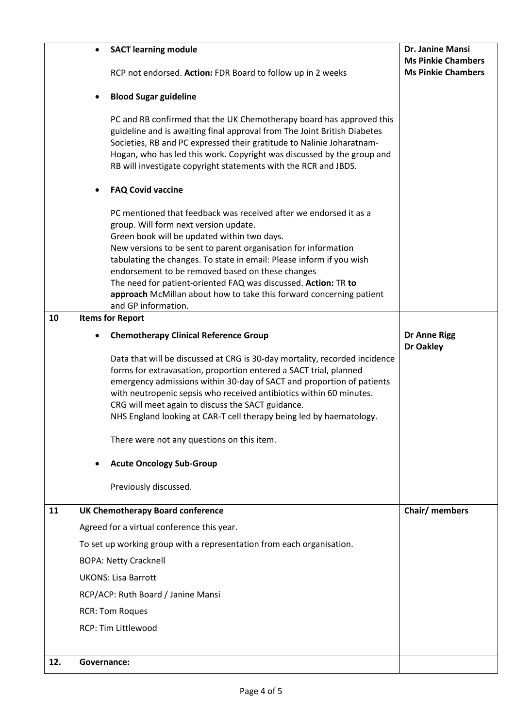| | | |
|---|---|---|
| | • **SACT learning module**<br><br>RCP not endorsed. **Action:** FDR Board to follow up in 2 weeks<br><br>• **Blood Sugar guideline**<br><br>PC and RB confirmed that the UK Chemotherapy board has approved this guideline and is awaiting final approval from The Joint British Diabetes Societies, RB and PC expressed their gratitude to Nalinie Joharatnam-Hogan, who has led this work. Copyright was discussed by the group and RB will investigate copyright statements with the RCR and JBDS.<br><br>• **FAQ Covid vaccine**<br><br>PC mentioned that feedback was received after we endorsed it as a group. Will form next version update.<br>Green book will be updated within two days.<br>New versions to be sent to parent organisation for information tabulating the changes. To state in email: Please inform if you wish endorsement to be removed based on these changes<br>The need for patient-oriented FAQ was discussed. **Action:** TR **to approach** McMillan about how to take this forward concerning patient and GP information. | **Dr. Janine Mansi**<br>**Ms Pinkie Chambers**<br>**Ms Pinkie Chambers** |
| **10** | **Items for Report**<br><br>• **Chemotherapy Clinical Reference Group**<br><br>Data that will be discussed at CRG is 30-day mortality, recorded incidence forms for extravasation, proportion entered a SACT trial, planned emergency admissions within 30-day of SACT and proportion of patients with neutropenic sepsis who received antibiotics within 60 minutes.<br>CRG will meet again to discuss the SACT guidance.<br>NHS England looking at CAR-T cell therapy being led by haematology.<br><br>There were not any questions on this item.<br><br>• **Acute Oncology Sub-Group**<br><br>Previously discussed. | <br><br>**Dr Anne Rigg**<br>**Dr Oakley** |
| **11** | **UK Chemotherapy Board conference**<br><br>Agreed for a virtual conference this year.<br><br>To set up working group with a representation from each organisation.<br><br>BOPA: Netty Cracknell<br><br>UKONS: Lisa Barrott<br><br>RCP/ACP: Ruth Board / Janine Mansi<br><br>RCR: Tom Roques<br><br>RCP: Tim Littlewood | **Chair/ members** |
| **12.** | **Governance:** | |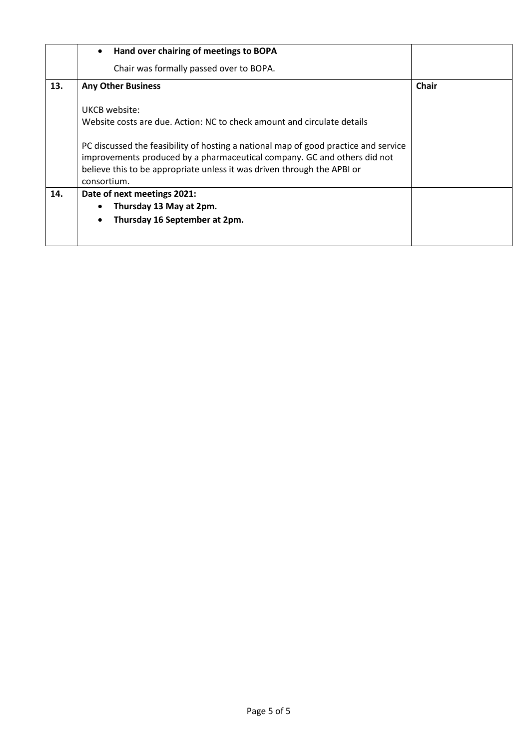| | | |
|---|---|---|
| | • **Hand over chairing of meetings to BOPA**<br><br>Chair was formally passed over to BOPA. | |
| **13.** | **Any Other Business**<br><br>UKCB website:<br>Website costs are due. Action: NC to check amount and circulate details<br><br>PC discussed the feasibility of hosting a national map of good practice and service improvements produced by a pharmaceutical company. GC and others did not believe this to be appropriate unless it was driven through the APBI or consortium. | **Chair** |
| **14.** | **Date of next meetings 2021:**<br>• **Thursday 13 May at 2pm.**<br>• **Thursday 16 September at 2pm.** | |